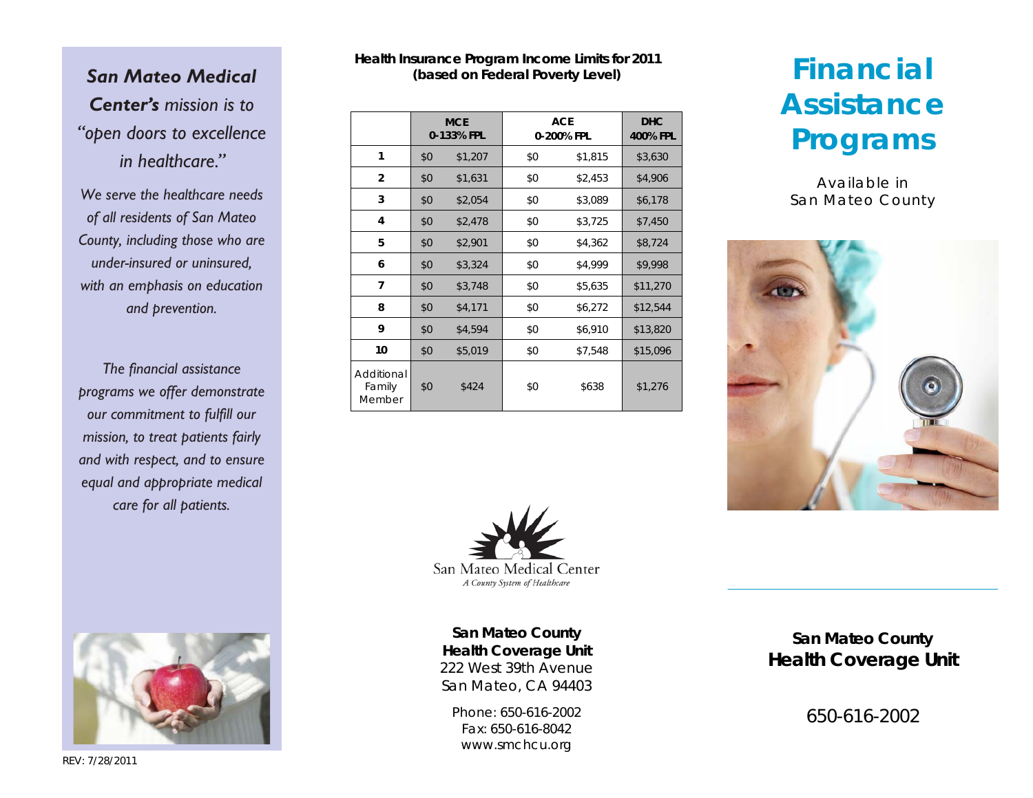*San Mateo Medical Center's mission is to "open doors to excellence in healthcare."*

*We serve the healthcare needs of all residents of San Mateo County, including those who are under-insured or uninsured, with an emphasis on education and prevention.*

*The financial assistance programs we offer demonstrate our commitment to fulfill our mission, to treat patients fairly and with respect, and to ensure equal and appropriate medical care for all patients.*

REV: 7/28/2011

**Health Insurance Program Income Limits for 2011 (based on Federal Poverty Level)**

| | MCE 0-133% FPL | | ACE 0-200% FPL | | DHC 400% FPL |
|---|---|---|---|---|---|
| 1 | $0 | $1,207 | $0 | $1,815 | $3,630 |
| 2 | $0 | $1,631 | $0 | $2,453 | $4,906 |
| 3 | $0 | $2,054 | $0 | $3,089 | $6,178 |
| 4 | $0 | $2,478 | $0 | $3,725 | $7,450 |
| 5 | $0 | $2,901 | $0 | $4,362 | $8,724 |
| 6 | $0 | $3,324 | $0 | $4,999 | $9,998 |
| 7 | $0 | $3,748 | $0 | $5,635 | $11,270 |
| 8 | $0 | $4,171 | $0 | $6,272 | $12,544 |
| 9 | $0 | $4,594 | $0 | $6,910 | $13,820 |
| 10 | $0 | $5,019 | $0 | $7,548 | $15,096 |
| Additional Family Member | $0 | $424 | $0 | $638 | $1,276 |

San Mateo Medical Center
*A County System of Healthcare*

**San Mateo County**
**Health Coverage Unit**
222 West 39th Avenue
San Mateo, CA 94403

Phone: 650-616-2002
Fax: 650-616-8042
www.smchcu.org

# Financial Assistance Programs

Available in San Mateo County

**San Mateo County**
**Health Coverage Unit**

650-616-2002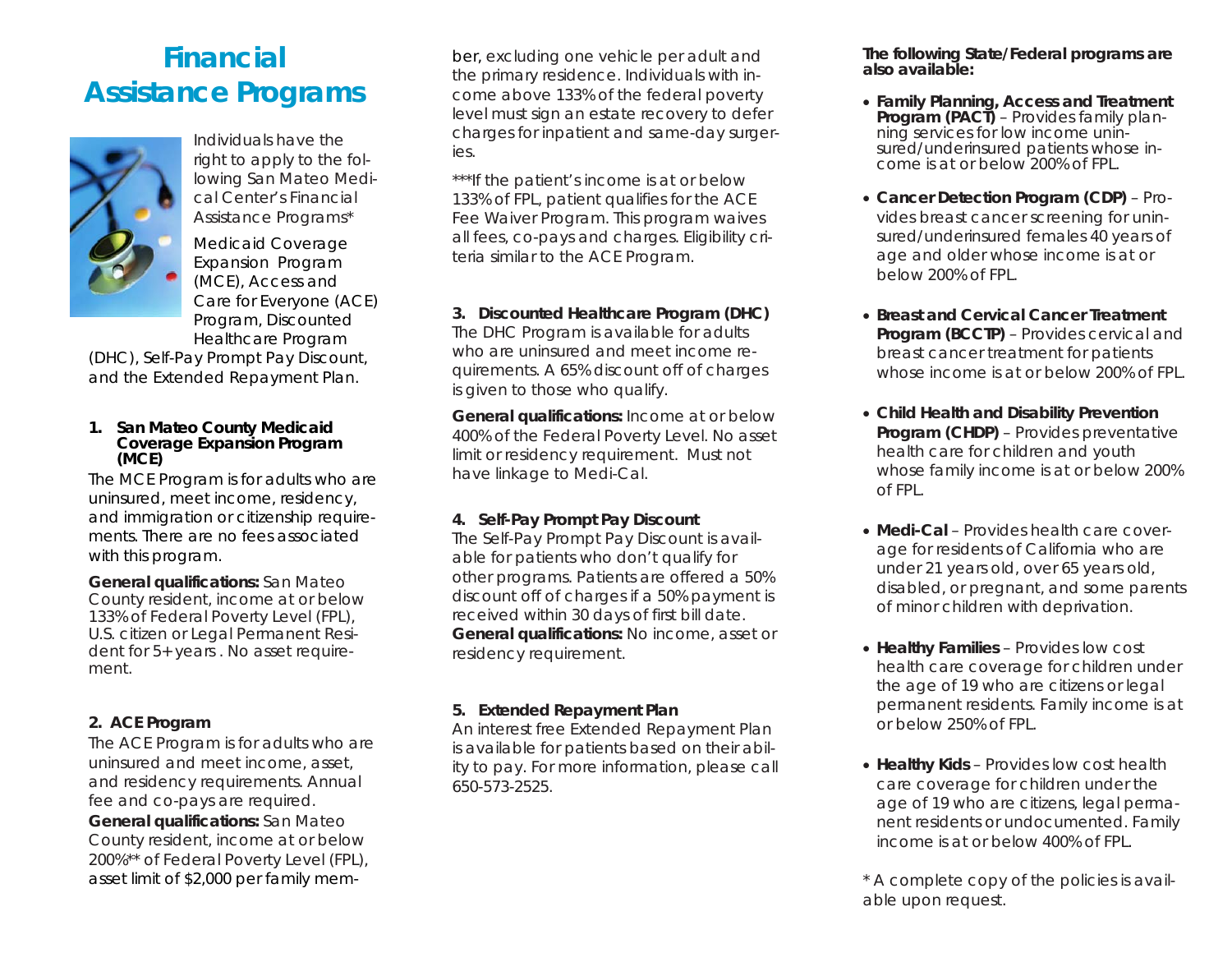# Financial Assistance Programs

Individuals have the right to apply to the following San Mateo Medical Center's Financial Assistance Programs*

Medicaid Coverage Expansion Program (MCE), Access and Care for Everyone (ACE) Program, Discounted Healthcare Program (DHC), Self-Pay Prompt Pay Discount, and the Extended Repayment Plan.

### 1. San Mateo County Medicaid Coverage Expansion Program (MCE)

The MCE Program is for adults who are uninsured, meet income, residency, and immigration or citizenship requirements. There are no fees associated with this program.

**General qualifications:** San Mateo County resident, income at or below 133% of Federal Poverty Level (FPL), U.S. citizen or Legal Permanent Resident for 5+ years . No asset requirement.

### 2. ACE Program

The ACE Program is for adults who are uninsured and meet income, asset, and residency requirements. Annual fee and co-pays are required.

**General qualifications:** San Mateo County resident, income at or below 200%** of Federal Poverty Level (FPL), asset limit of $2,000 per family member, excluding one vehicle per adult and the primary residence. Individuals with income above 133% of the federal poverty level must sign an estate recovery to defer charges for inpatient and same-day surgeries.

***If the patient's income is at or below 133% of FPL, patient qualifies for the ACE Fee Waiver Program. This program waives all fees, co-pays and charges. Eligibility criteria similar to the ACE Program.

### 3. Discounted Healthcare Program (DHC)

The DHC Program is available for adults who are uninsured and meet income requirements. A 65% discount off of charges is given to those who qualify.

**General qualifications:** Income at or below 400% of the Federal Poverty Level. No asset limit or residency requirement. Must not have linkage to Medi-Cal.

### 4. Self-Pay Prompt Pay Discount

The Self-Pay Prompt Pay Discount is available for patients who don't qualify for other programs. Patients are offered a 50% discount off of charges if a 50% payment is received within 30 days of first bill date.
**General qualifications:** No income, asset or residency requirement.

### 5. Extended Repayment Plan

An interest free Extended Repayment Plan is available for patients based on their ability to pay. For more information, please call 650-573-2525.

**The following State/Federal programs are also available:**

- **Family Planning, Access and Treatment Program (PACT)** – Provides family planning services for low income uninsured/underinsured patients whose income is at or below 200% of FPL.
- **Cancer Detection Program (CDP)** – Provides breast cancer screening for uninsured/underinsured females 40 years of age and older whose income is at or below 200% of FPL.
- **Breast and Cervical Cancer Treatment Program (BCCTP)** – Provides cervical and breast cancer treatment for patients whose income is at or below 200% of FPL.
- **Child Health and Disability Prevention Program (CHDP)** – Provides preventative health care for children and youth whose family income is at or below 200% of FPL.
- **Medi-Cal** – Provides health care coverage for residents of California who are under 21 years old, over 65 years old, disabled, or pregnant, and some parents of minor children with deprivation.
- **Healthy Families** – Provides low cost health care coverage for children under the age of 19 who are citizens or legal permanent residents. Family income is at or below 250% of FPL.
- **Healthy Kids** – Provides low cost health care coverage for children under the age of 19 who are citizens, legal permanent residents or undocumented. Family income is at or below 400% of FPL.

* A complete copy of the policies is available upon request.